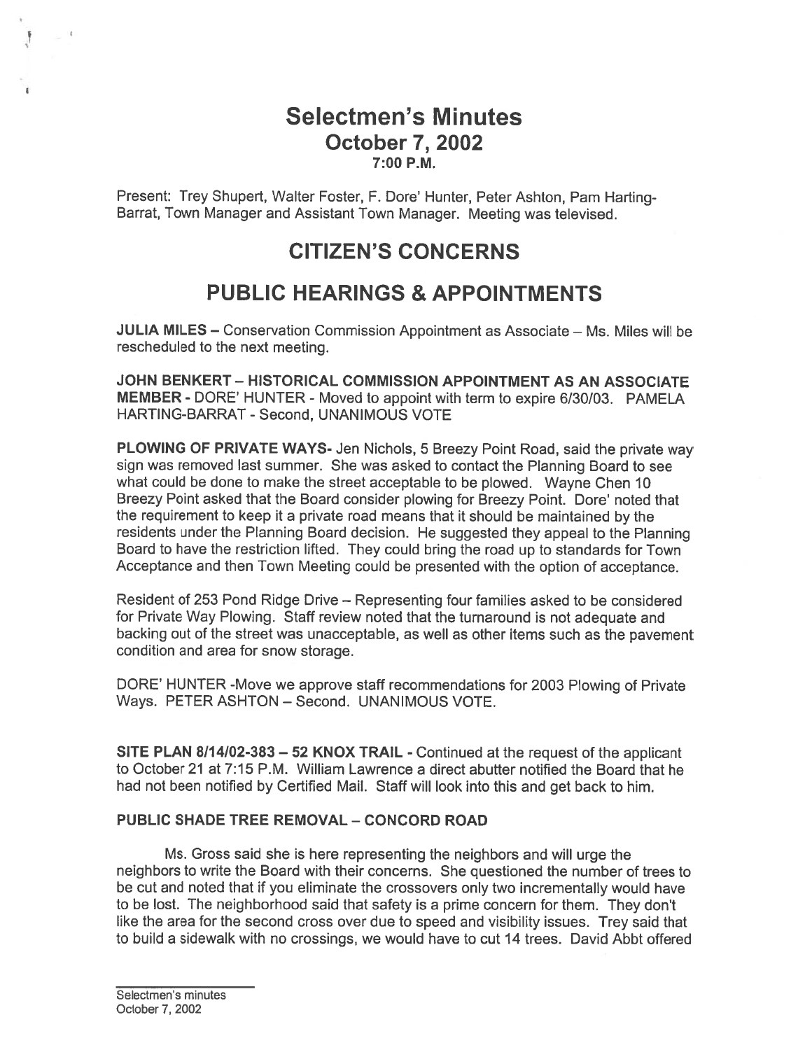# Selectmen's Minutes
## October 7, 2002
### 7:00 P.M.

Present: Trey Shupert, Walter Foster, F. Dore' Hunter, Peter Ashton, Pam Harting-Barrat, Town Manager and Assistant Town Manager. Meeting was televised.

## CITIZEN'S CONCERNS

## PUBLIC HEARINGS & APPOINTMENTS

**JULIA MILES** – Conservation Commission Appointment as Associate – Ms. Miles will be rescheduled to the next meeting.

**JOHN BENKERT – HISTORICAL COMMISSION APPOINTMENT AS AN ASSOCIATE MEMBER** - DORE' HUNTER - Moved to appoint with term to expire 6/30/03. PAMELA HARTING-BARRAT - Second, UNANIMOUS VOTE

**PLOWING OF PRIVATE WAYS**- Jen Nichols, 5 Breezy Point Road, said the private way sign was removed last summer. She was asked to contact the Planning Board to see what could be done to make the street acceptable to be plowed. Wayne Chen 10 Breezy Point asked that the Board consider plowing for Breezy Point. Dore' noted that the requirement to keep it a private road means that it should be maintained by the residents under the Planning Board decision. He suggested they appeal to the Planning Board to have the restriction lifted. They could bring the road up to standards for Town Acceptance and then Town Meeting could be presented with the option of acceptance.

Resident of 253 Pond Ridge Drive – Representing four families asked to be considered for Private Way Plowing. Staff review noted that the turnaround is not adequate and backing out of the street was unacceptable, as well as other items such as the pavement condition and area for snow storage.

DORE' HUNTER -Move we approve staff recommendations for 2003 Plowing of Private Ways. PETER ASHTON – Second. UNANIMOUS VOTE.

**SITE PLAN 8/14/02-383 – 52 KNOX TRAIL** - Continued at the request of the applicant to October 21 at 7:15 P.M. William Lawrence a direct abutter notified the Board that he had not been notified by Certified Mail. Staff will look into this and get back to him.

**PUBLIC SHADE TREE REMOVAL – CONCORD ROAD**

Ms. Gross said she is here representing the neighbors and will urge the neighbors to write the Board with their concerns. She questioned the number of trees to be cut and noted that if you eliminate the crossovers only two incrementally would have to be lost. The neighborhood said that safety is a prime concern for them. They don't like the area for the second cross over due to speed and visibility issues. Trey said that to build a sidewalk with no crossings, we would have to cut 14 trees. David Abbt offered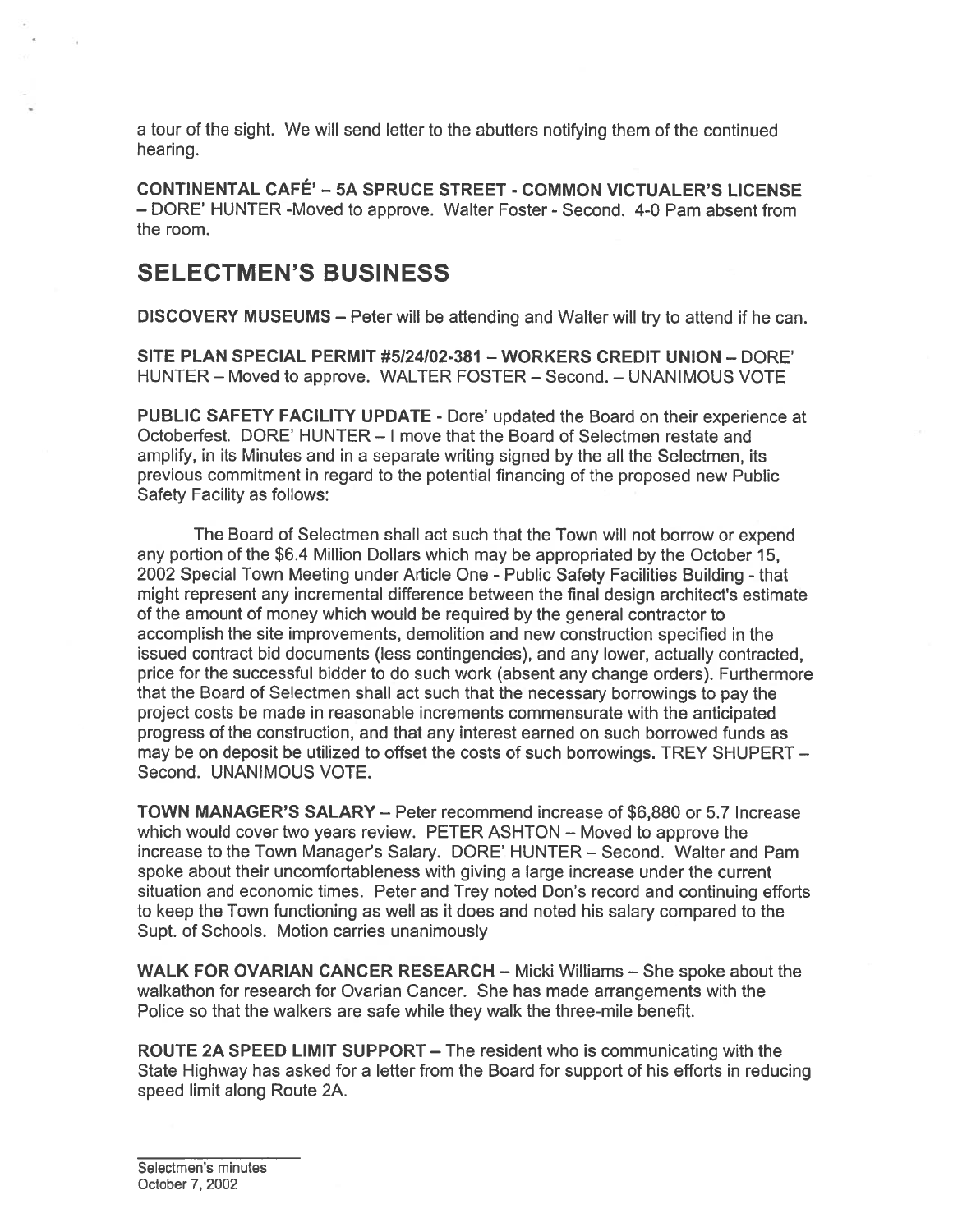a tour of the sight. We will send letter to the abutters notifying them of the continued hearing.

**CONTINENTAL CAFÉ' – 5A SPRUCE STREET - COMMON VICTUALER'S LICENSE** – DORE' HUNTER -Moved to approve. Walter Foster - Second. 4-0 Pam absent from the room.

# SELECTMEN'S BUSINESS

**DISCOVERY MUSEUMS** – Peter will be attending and Walter will try to attend if he can.

**SITE PLAN SPECIAL PERMIT #5/24/02-381 – WORKERS CREDIT UNION** – DORE' HUNTER – Moved to approve. WALTER FOSTER – Second. – UNANIMOUS VOTE

**PUBLIC SAFETY FACILITY UPDATE** - Dore' updated the Board on their experience at Octoberfest. DORE' HUNTER – I move that the Board of Selectmen restate and amplify, in its Minutes and in a separate writing signed by the all the Selectmen, its previous commitment in regard to the potential financing of the proposed new Public Safety Facility as follows:

The Board of Selectmen shall act such that the Town will not borrow or expend any portion of the $6.4 Million Dollars which may be appropriated by the October 15, 2002 Special Town Meeting under Article One - Public Safety Facilities Building - that might represent any incremental difference between the final design architect's estimate of the amount of money which would be required by the general contractor to accomplish the site improvements, demolition and new construction specified in the issued contract bid documents (less contingencies), and any lower, actually contracted, price for the successful bidder to do such work (absent any change orders). Furthermore that the Board of Selectmen shall act such that the necessary borrowings to pay the project costs be made in reasonable increments commensurate with the anticipated progress of the construction, and that any interest earned on such borrowed funds as may be on deposit be utilized to offset the costs of such borrowings. TREY SHUPERT – Second. UNANIMOUS VOTE.

**TOWN MANAGER'S SALARY** – Peter recommend increase of $6,880 or 5.7 Increase which would cover two years review. PETER ASHTON – Moved to approve the increase to the Town Manager's Salary. DORE' HUNTER – Second. Walter and Pam spoke about their uncomfortableness with giving a large increase under the current situation and economic times. Peter and Trey noted Don's record and continuing efforts to keep the Town functioning as well as it does and noted his salary compared to the Supt. of Schools. Motion carries unanimously

**WALK FOR OVARIAN CANCER RESEARCH** – Micki Williams – She spoke about the walkathon for research for Ovarian Cancer. She has made arrangements with the Police so that the walkers are safe while they walk the three-mile benefit.

**ROUTE 2A SPEED LIMIT SUPPORT** – The resident who is communicating with the State Highway has asked for a letter from the Board for support of his efforts in reducing speed limit along Route 2A.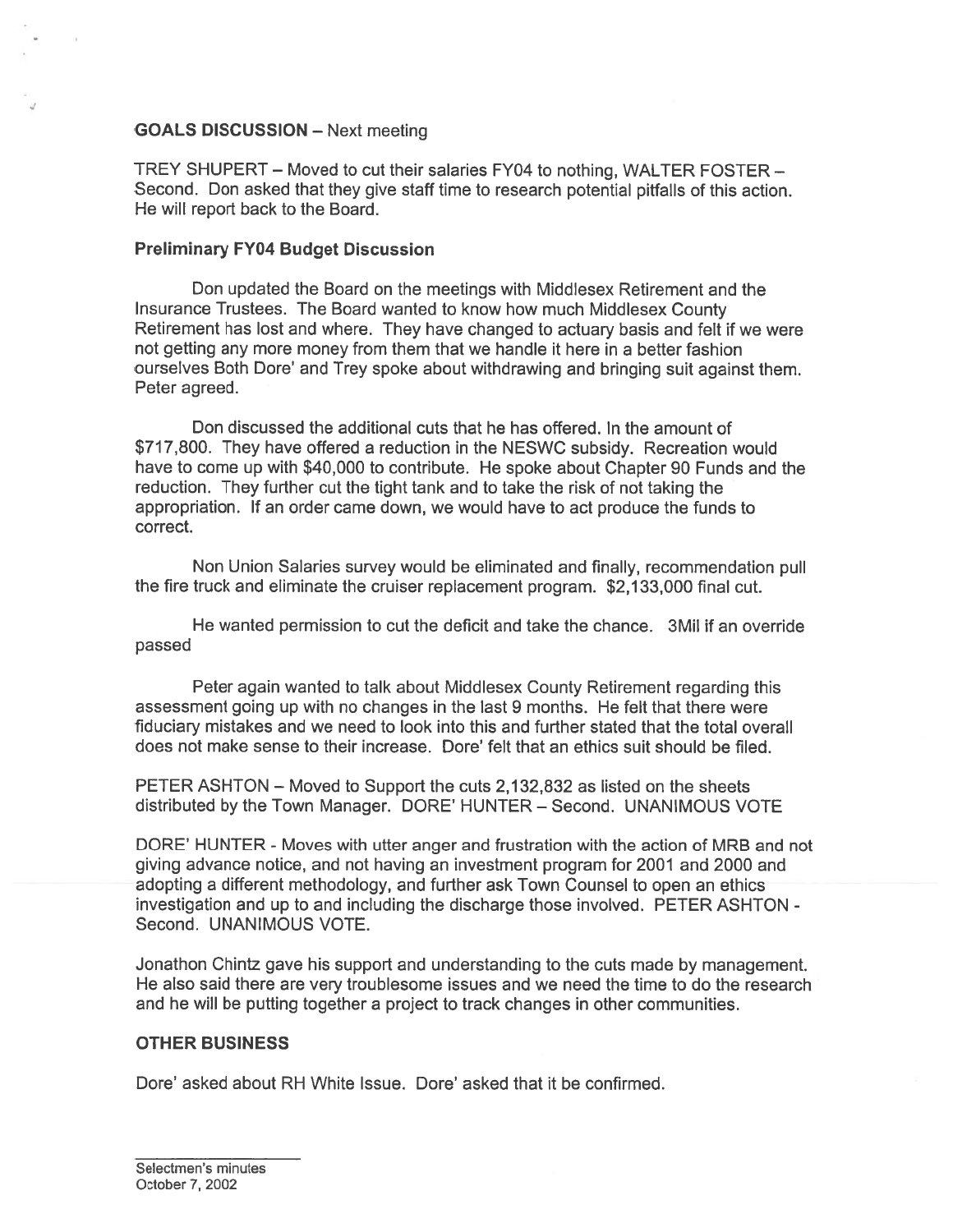**GOALS DISCUSSION** – Next meeting

TREY SHUPERT – Moved to cut their salaries FY04 to nothing, WALTER FOSTER – Second. Don asked that they give staff time to research potential pitfalls of this action. He will report back to the Board.

**Preliminary FY04 Budget Discussion**

Don updated the Board on the meetings with Middlesex Retirement and the Insurance Trustees. The Board wanted to know how much Middlesex County Retirement has lost and where. They have changed to actuary basis and felt if we were not getting any more money from them that we handle it here in a better fashion ourselves Both Dore' and Trey spoke about withdrawing and bringing suit against them. Peter agreed.

Don discussed the additional cuts that he has offered. In the amount of $717,800. They have offered a reduction in the NESWC subsidy. Recreation would have to come up with $40,000 to contribute. He spoke about Chapter 90 Funds and the reduction. They further cut the tight tank and to take the risk of not taking the appropriation. If an order came down, we would have to act produce the funds to correct.

Non Union Salaries survey would be eliminated and finally, recommendation pull the fire truck and eliminate the cruiser replacement program. $2,133,000 final cut.

He wanted permission to cut the deficit and take the chance. 3Mil if an override passed

Peter again wanted to talk about Middlesex County Retirement regarding this assessment going up with no changes in the last 9 months. He felt that there were fiduciary mistakes and we need to look into this and further stated that the total overall does not make sense to their increase. Dore' felt that an ethics suit should be filed.

PETER ASHTON – Moved to Support the cuts 2,132,832 as listed on the sheets distributed by the Town Manager. DORE' HUNTER – Second. UNANIMOUS VOTE

DORE' HUNTER - Moves with utter anger and frustration with the action of MRB and not giving advance notice, and not having an investment program for 2001 and 2000 and adopting a different methodology, and further ask Town Counsel to open an ethics investigation and up to and including the discharge those involved. PETER ASHTON - Second. UNANIMOUS VOTE.

Jonathon Chintz gave his support and understanding to the cuts made by management. He also said there are very troublesome issues and we need the time to do the research and he will be putting together a project to track changes in other communities.

**OTHER BUSINESS**

Dore' asked about RH White Issue. Dore' asked that it be confirmed.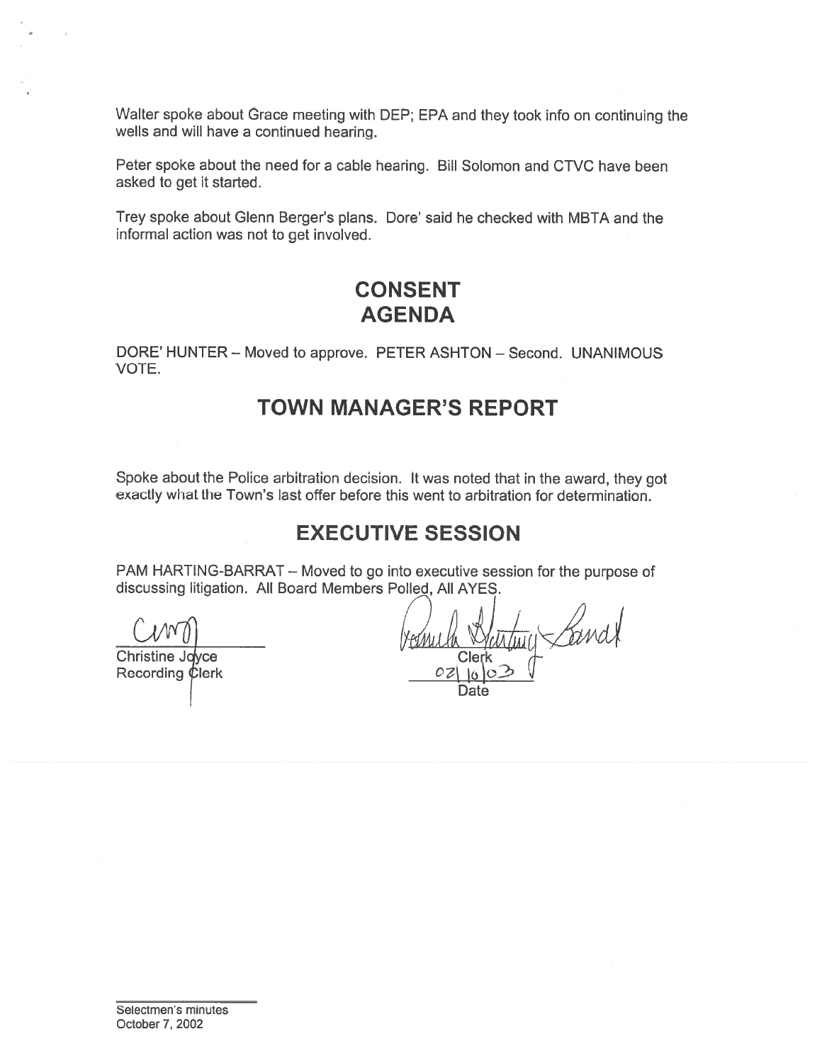Walter spoke about Grace meeting with DEP; EPA and they took info on continuing the wells and will have a continued hearing.

Peter spoke about the need for a cable hearing. Bill Solomon and CTVC have been asked to get it started.

Trey spoke about Glenn Berger's plans. Dore' said he checked with MBTA and the informal action was not to get involved.

## CONSENT AGENDA

DORE' HUNTER – Moved to approve. PETER ASHTON – Second. UNANIMOUS VOTE.

## TOWN MANAGER'S REPORT

Spoke about the Police arbitration decision. It was noted that in the award, they got exactly what the Town's last offer before this went to arbitration for determination.

## EXECUTIVE SESSION

PAM HARTING-BARRAT – Moved to go into executive session for the purpose of discussing litigation. All Board Members Polled, All AYES.

Christine Joyce
Recording Clerk

Clerk
02/10/03
Date

Selectmen's minutes
October 7, 2002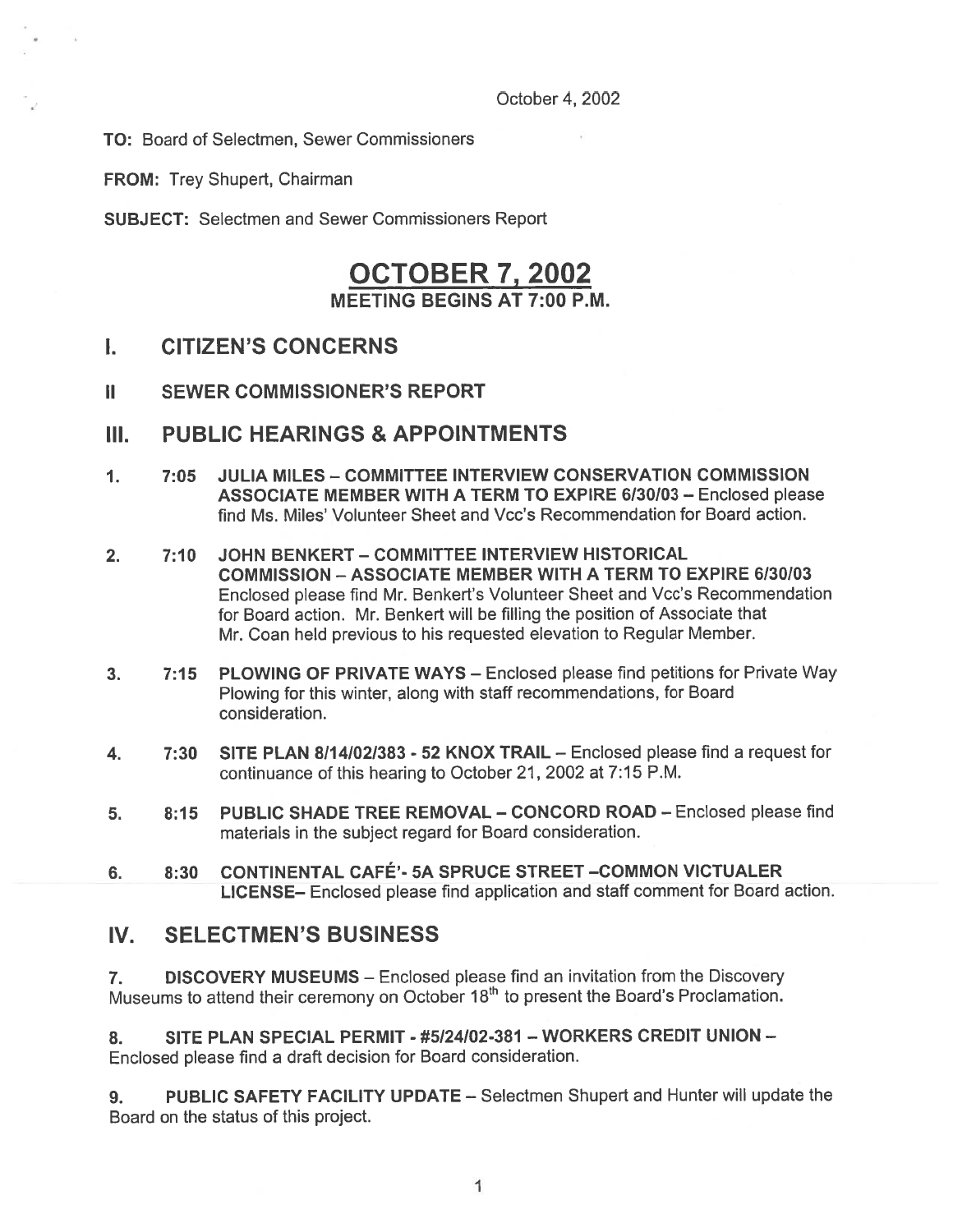October 4, 2002

**TO:** Board of Selectmen, Sewer Commissioners

**FROM:** Trey Shupert, Chairman

**SUBJECT:** Selectmen and Sewer Commissioners Report

# OCTOBER 7, 2002

## MEETING BEGINS AT 7:00 P.M.

## I. CITIZEN'S CONCERNS

## II SEWER COMMISSIONER'S REPORT

## III. PUBLIC HEARINGS & APPOINTMENTS

1. **7:05 JULIA MILES – COMMITTEE INTERVIEW CONSERVATION COMMISSION ASSOCIATE MEMBER WITH A TERM TO EXPIRE 6/30/03** – Enclosed please find Ms. Miles' Volunteer Sheet and Vcc's Recommendation for Board action.

2. **7:10 JOHN BENKERT – COMMITTEE INTERVIEW HISTORICAL COMMISSION – ASSOCIATE MEMBER WITH A TERM TO EXPIRE 6/30/03** Enclosed please find Mr. Benkert's Volunteer Sheet and Vcc's Recommendation for Board action. Mr. Benkert will be filling the position of Associate that Mr. Coan held previous to his requested elevation to Regular Member.

3. **7:15 PLOWING OF PRIVATE WAYS** – Enclosed please find petitions for Private Way Plowing for this winter, along with staff recommendations, for Board consideration.

4. **7:30 SITE PLAN 8/14/02/383 - 52 KNOX TRAIL** – Enclosed please find a request for continuance of this hearing to October 21, 2002 at 7:15 P.M.

5. **8:15 PUBLIC SHADE TREE REMOVAL – CONCORD ROAD** – Enclosed please find materials in the subject regard for Board consideration.

6. **8:30 CONTINENTAL CAFÉ'- 5A SPRUCE STREET –COMMON VICTUALER LICENSE**– Enclosed please find application and staff comment for Board action.

## IV. SELECTMEN'S BUSINESS

7. **DISCOVERY MUSEUMS** – Enclosed please find an invitation from the Discovery Museums to attend their ceremony on October 18th to present the Board's Proclamation.

8. **SITE PLAN SPECIAL PERMIT - #5/24/02-381 – WORKERS CREDIT UNION** – Enclosed please find a draft decision for Board consideration.

9. **PUBLIC SAFETY FACILITY UPDATE** – Selectmen Shupert and Hunter will update the Board on the status of this project.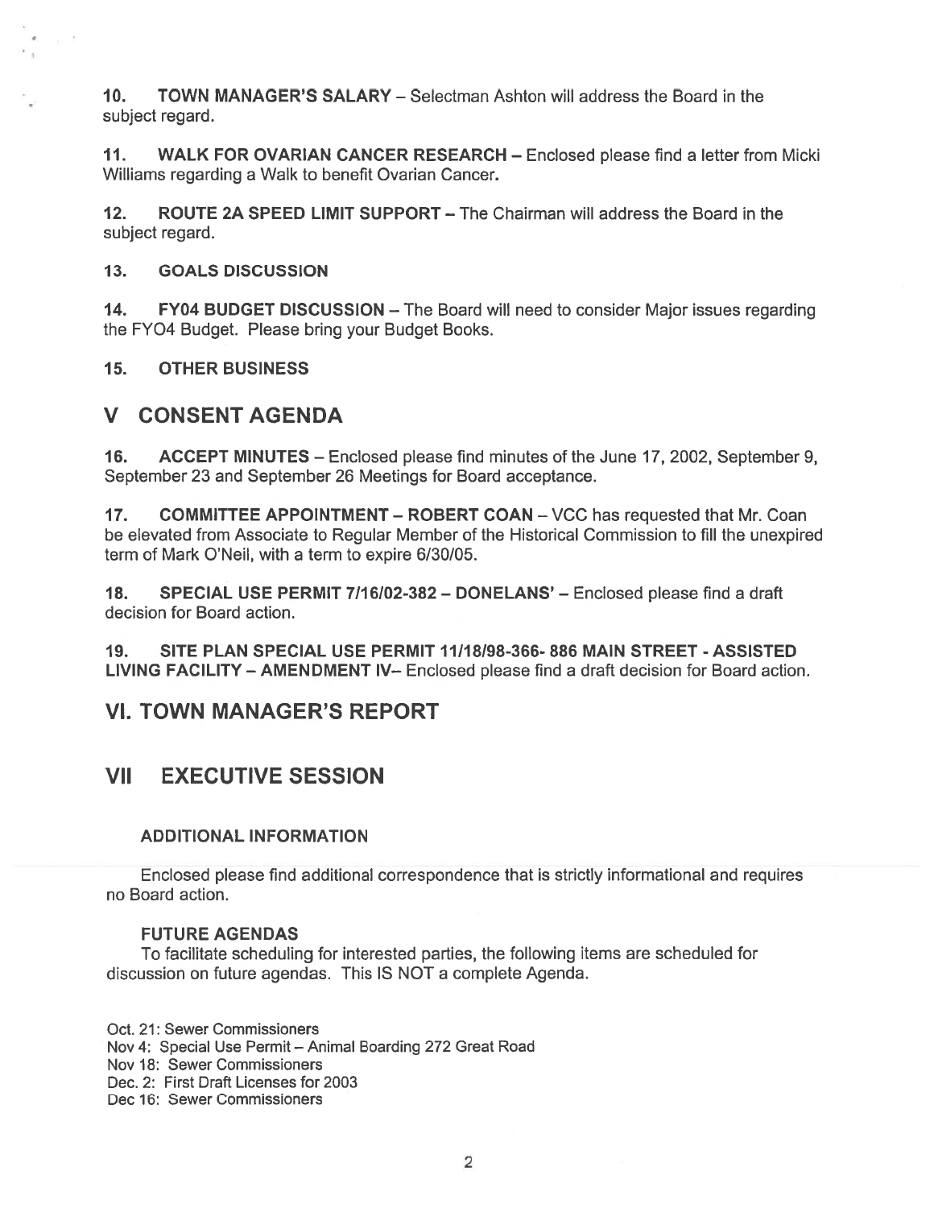**10. TOWN MANAGER'S SALARY** – Selectman Ashton will address the Board in the subject regard.

**11. WALK FOR OVARIAN CANCER RESEARCH** – Enclosed please find a letter from Micki Williams regarding a Walk to benefit Ovarian Cancer.

**12. ROUTE 2A SPEED LIMIT SUPPORT** – The Chairman will address the Board in the subject regard.

**13. GOALS DISCUSSION**

**14. FY04 BUDGET DISCUSSION** – The Board will need to consider Major issues regarding the FYO4 Budget. Please bring your Budget Books.

**15. OTHER BUSINESS**

## V CONSENT AGENDA

**16. ACCEPT MINUTES** – Enclosed please find minutes of the June 17, 2002, September 9, September 23 and September 26 Meetings for Board acceptance.

**17. COMMITTEE APPOINTMENT – ROBERT COAN** – VCC has requested that Mr. Coan be elevated from Associate to Regular Member of the Historical Commission to fill the unexpired term of Mark O'Neil, with a term to expire 6/30/05.

**18. SPECIAL USE PERMIT 7/16/02-382 – DONELANS'** – Enclosed please find a draft decision for Board action.

**19. SITE PLAN SPECIAL USE PERMIT 11/18/98-366- 886 MAIN STREET - ASSISTED LIVING FACILITY – AMENDMENT IV**– Enclosed please find a draft decision for Board action.

## VI. TOWN MANAGER'S REPORT

## VII EXECUTIVE SESSION

### ADDITIONAL INFORMATION

Enclosed please find additional correspondence that is strictly informational and requires no Board action.

### FUTURE AGENDAS

To facilitate scheduling for interested parties, the following items are scheduled for discussion on future agendas. This IS NOT a complete Agenda.

Oct. 21: Sewer Commissioners
Nov 4: Special Use Permit – Animal Boarding 272 Great Road
Nov 18: Sewer Commissioners
Dec. 2: First Draft Licenses for 2003
Dec 16: Sewer Commissioners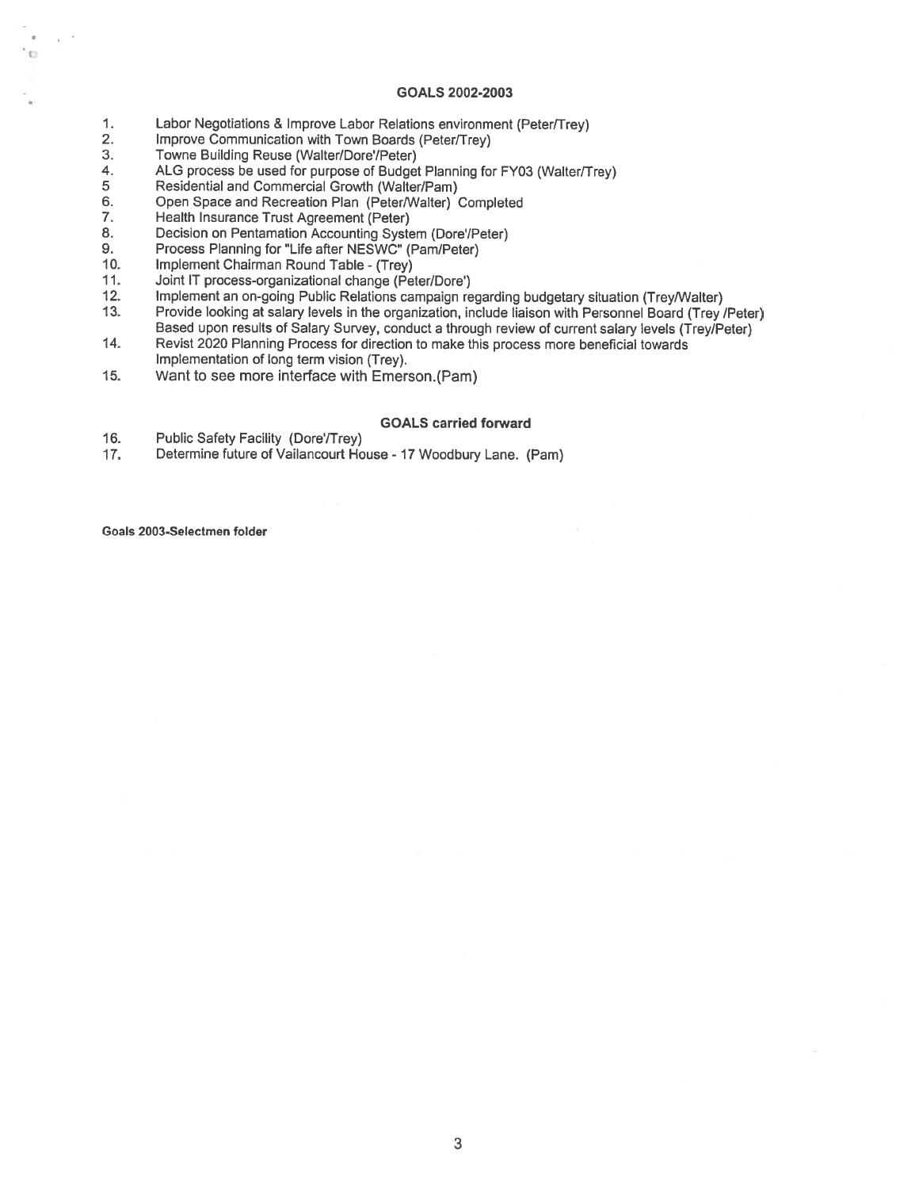## GOALS 2002-2003

1. Labor Negotiations & Improve Labor Relations environment (Peter/Trey)
2. Improve Communication with Town Boards (Peter/Trey)
3. Towne Building Reuse (Walter/Dore'/Peter)
4. ALG process be used for purpose of Budget Planning for FY03 (Walter/Trey)
5. Residential and Commercial Growth (Walter/Pam)
6. Open Space and Recreation Plan (Peter/Walter) Completed
7. Health Insurance Trust Agreement (Peter)
8. Decision on Pentamation Accounting System (Dore'/Peter)
9. Process Planning for "Life after NESWC" (Pam/Peter)
10. Implement Chairman Round Table - (Trey)
11. Joint IT process-organizational change (Peter/Dore')
12. Implement an on-going Public Relations campaign regarding budgetary situation (Trey/Walter)
13. Provide looking at salary levels in the organization, include liaison with Personnel Board (Trey /Peter) Based upon results of Salary Survey, conduct a through review of current salary levels (Trey/Peter)
14. Revist 2020 Planning Process for direction to make this process more beneficial towards Implementation of long term vision (Trey).
15. Want to see more interface with Emerson.(Pam)

## GOALS carried forward

16. Public Safety Facility (Dore'/Trey)
17. Determine future of Vailancourt House - 17 Woodbury Lane. (Pam)

**Goals 2003-Selectmen folder**